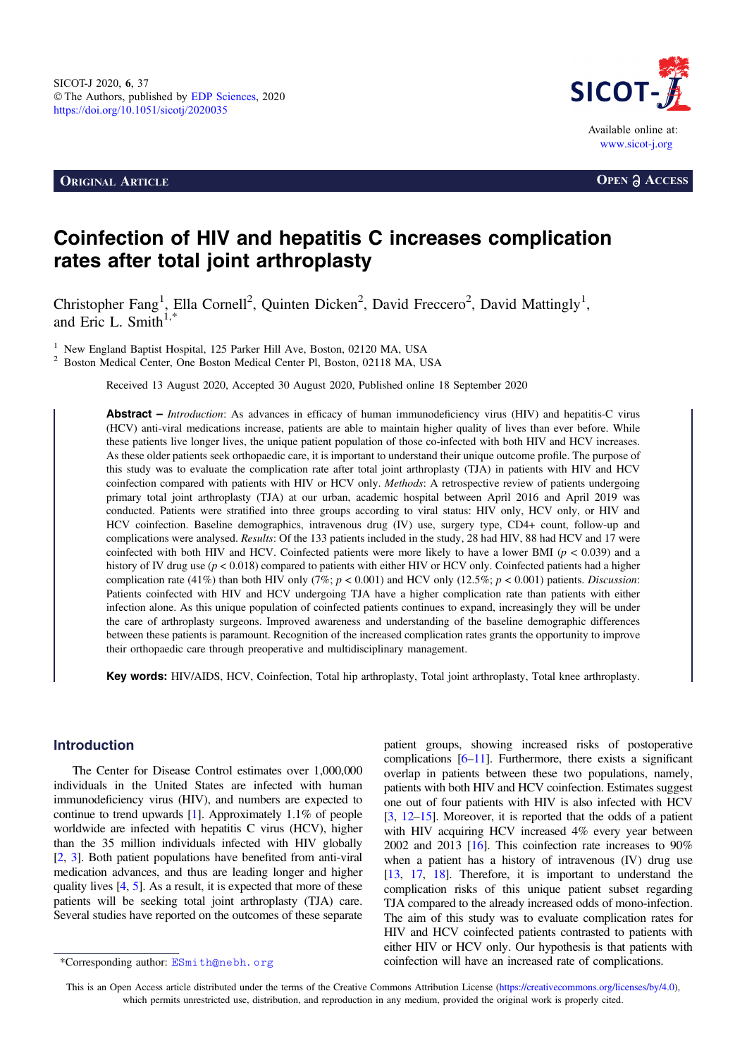SICOT-J 2020, 6, 37
© The Authors, published by EDP Sciences, 2020
https://doi.org/10.1051/sicotj/2020035

Available online at: www.sicot-j.org

**Original Article** — **Open Access**

# Coinfection of HIV and hepatitis C increases complication rates after total joint arthroplasty

Christopher Fang[1], Ella Cornell[2], Quinten Dicken[2], David Freccero[2], David Mattingly[1], and Eric L. Smith[1,*]

[1] New England Baptist Hospital, 125 Parker Hill Ave, Boston, 02120 MA, USA
[2] Boston Medical Center, One Boston Medical Center Pl, Boston, 02118 MA, USA

Received 13 August 2020, Accepted 30 August 2020, Published online 18 September 2020

**Abstract –** *Introduction*: As advances in efficacy of human immunodeficiency virus (HIV) and hepatitis-C virus (HCV) anti-viral medications increase, patients are able to maintain higher quality of lives than ever before. While these patients live longer lives, the unique patient population of those co-infected with both HIV and HCV increases. As these older patients seek orthopaedic care, it is important to understand their unique outcome profile. The purpose of this study was to evaluate the complication rate after total joint arthroplasty (TJA) in patients with HIV and HCV coinfection compared with patients with HIV or HCV only. *Methods*: A retrospective review of patients undergoing primary total joint arthroplasty (TJA) at our urban, academic hospital between April 2016 and April 2019 was conducted. Patients were stratified into three groups according to viral status: HIV only, HCV only, or HIV and HCV coinfection. Baseline demographics, intravenous drug (IV) use, surgery type, CD4+ count, follow-up and complications were analysed. *Results*: Of the 133 patients included in the study, 28 had HIV, 88 had HCV and 17 were coinfected with both HIV and HCV. Coinfected patients were more likely to have a lower BMI ($p < 0.039$) and a history of IV drug use ($p < 0.018$) compared to patients with either HIV or HCV only. Coinfected patients had a higher complication rate (41%) than both HIV only (7%; $p < 0.001$) and HCV only (12.5%; $p < 0.001$) patients. *Discussion*: Patients coinfected with HIV and HCV undergoing TJA have a higher complication rate than patients with either infection alone. As this unique population of coinfected patients continues to expand, increasingly they will be under the care of arthroplasty surgeons. Improved awareness and understanding of the baseline demographic differences between these patients is paramount. Recognition of the increased complication rates grants the opportunity to improve their orthopaedic care through preoperative and multidisciplinary management.

**Key words:** HIV/AIDS, HCV, Coinfection, Total hip arthroplasty, Total joint arthroplasty, Total knee arthroplasty.

## Introduction

The Center for Disease Control estimates over 1,000,000 individuals in the United States are infected with human immunodeficiency virus (HIV), and numbers are expected to continue to trend upwards [1]. Approximately 1.1% of people worldwide are infected with hepatitis C virus (HCV), higher than the 35 million individuals infected with HIV globally [2, 3]. Both patient populations have benefited from anti-viral medication advances, and thus are leading longer and higher quality lives [4, 5]. As a result, it is expected that more of these patients will be seeking total joint arthroplasty (TJA) care. Several studies have reported on the outcomes of these separate patient groups, showing increased risks of postoperative complications [6–11]. Furthermore, there exists a significant overlap in patients between these two populations, namely, patients with both HIV and HCV coinfection. Estimates suggest one out of four patients with HIV is also infected with HCV [3, 12–15]. Moreover, it is reported that the odds of a patient with HIV acquiring HCV increased 4% every year between 2002 and 2013 [16]. This coinfection rate increases to 90% when a patient has a history of intravenous (IV) drug use [13, 17, 18]. Therefore, it is important to understand the complication risks of this unique patient subset regarding TJA compared to the already increased odds of mono-infection. The aim of this study was to evaluate complication rates for HIV and HCV coinfected patients contrasted to patients with either HIV or HCV only. Our hypothesis is that patients with coinfection will have an increased rate of complications.

*Corresponding author: ESmith@nebh.org

This is an Open Access article distributed under the terms of the Creative Commons Attribution License (https://creativecommons.org/licenses/by/4.0), which permits unrestricted use, distribution, and reproduction in any medium, provided the original work is properly cited.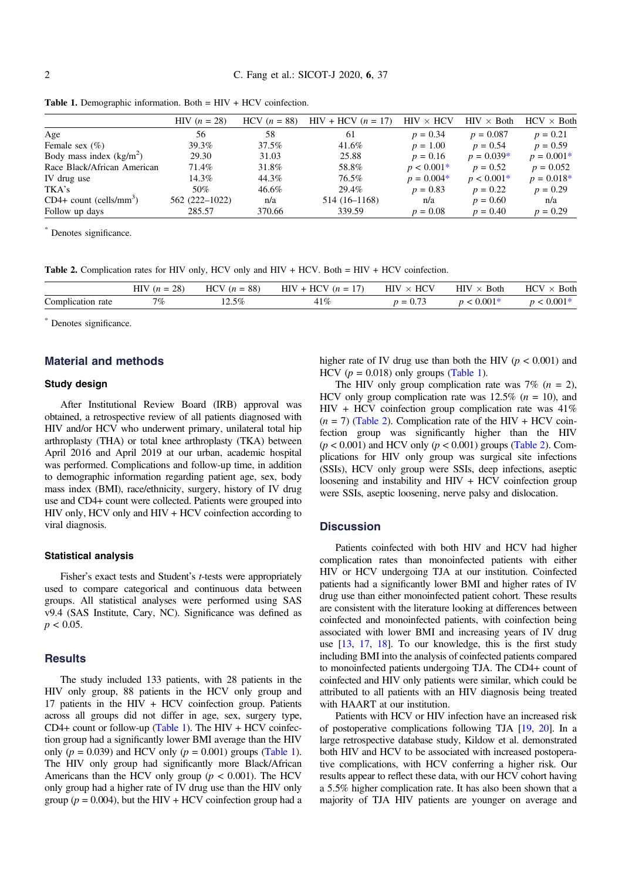**Table 1.** Demographic information. Both = HIV + HCV coinfection.

| | HIV ($n$ = 28) | HCV ($n$ = 88) | HIV + HCV ($n$ = 17) | HIV × HCV | HIV × Both | HCV × Both |
|---|---|---|---|---|---|---|
| Age | 56 | 58 | 61 | $p$ = 0.34 | $p$ = 0.087 | $p$ = 0.21 |
| Female sex (%) | 39.3% | 37.5% | 41.6% | $p$ = 1.00 | $p$ = 0.54 | $p$ = 0.59 |
| Body mass index (kg/m$^2$) | 29.30 | 31.03 | 25.88 | $p$ = 0.16 | $p$ = 0.039* | $p$ = 0.001* |
| Race Black/African American | 71.4% | 31.8% | 58.8% | $p$ < 0.001* | $p$ = 0.52 | $p$ = 0.052 |
| IV drug use | 14.3% | 44.3% | 76.5% | $p$ = 0.004* | $p$ < 0.001* | $p$ = 0.018* |
| TKA's | 50% | 46.6% | 29.4% | $p$ = 0.83 | $p$ = 0.22 | $p$ = 0.29 |
| CD4+ count (cells/mm$^3$) | 562 (222–1022) | n/a | 514 (16–1168) | n/a | $p$ = 0.60 | n/a |
| Follow up days | 285.57 | 370.66 | 339.59 | $p$ = 0.08 | $p$ = 0.40 | $p$ = 0.29 |

* Denotes significance.

**Table 2.** Complication rates for HIV only, HCV only and HIV + HCV. Both = HIV + HCV coinfection.

| | HIV ($n$ = 28) | HCV ($n$ = 88) | HIV + HCV ($n$ = 17) | HIV × HCV | HIV × Both | HCV × Both |
|---|---|---|---|---|---|---|
| Complication rate | 7% | 12.5% | 41% | $p$ = 0.73 | $p$ < 0.001* | $p$ < 0.001* |

* Denotes significance.

## Material and methods

### Study design

After Institutional Review Board (IRB) approval was obtained, a retrospective review of all patients diagnosed with HIV and/or HCV who underwent primary, unilateral total hip arthroplasty (THA) or total knee arthroplasty (TKA) between April 2016 and April 2019 at our urban, academic hospital was performed. Complications and follow-up time, in addition to demographic information regarding patient age, sex, body mass index (BMI), race/ethnicity, surgery, history of IV drug use and CD4+ count were collected. Patients were grouped into HIV only, HCV only and HIV + HCV coinfection according to viral diagnosis.

### Statistical analysis

Fisher's exact tests and Student's $t$-tests were appropriately used to compare categorical and continuous data between groups. All statistical analyses were performed using SAS v9.4 (SAS Institute, Cary, NC). Significance was defined as $p < 0.05$.

## Results

The study included 133 patients, with 28 patients in the HIV only group, 88 patients in the HCV only group and 17 patients in the HIV + HCV coinfection group. Patients across all groups did not differ in age, sex, surgery type, CD4+ count or follow-up (Table 1). The HIV + HCV coinfection group had a significantly lower BMI average than the HIV only ($p$ = 0.039) and HCV only ($p$ = 0.001) groups (Table 1). The HIV only group had significantly more Black/African Americans than the HCV only group ($p$ < 0.001). The HCV only group had a higher rate of IV drug use than the HIV only group ($p$ = 0.004), but the HIV + HCV coinfection group had a higher rate of IV drug use than both the HIV ($p$ < 0.001) and HCV ($p$ = 0.018) only groups (Table 1).

The HIV only group complication rate was 7% ($n$ = 2), HCV only group complication rate was 12.5% ($n$ = 10), and HIV + HCV coinfection group complication rate was 41% ($n$ = 7) (Table 2). Complication rate of the HIV + HCV coinfection group was significantly higher than the HIV ($p$ < 0.001) and HCV only ($p$ < 0.001) groups (Table 2). Complications for HIV only group was surgical site infections (SSIs), HCV only group were SSIs, deep infections, aseptic loosening and instability and HIV + HCV coinfection group were SSIs, aseptic loosening, nerve palsy and dislocation.

## Discussion

Patients coinfected with both HIV and HCV had higher complication rates than monoinfected patients with either HIV or HCV undergoing TJA at our institution. Coinfected patients had a significantly lower BMI and higher rates of IV drug use than either monoinfected patient cohort. These results are consistent with the literature looking at differences between coinfected and monoinfected patients, with coinfection being associated with lower BMI and increasing years of IV drug use [13, 17, 18]. To our knowledge, this is the first study including BMI into the analysis of coinfected patients compared to monoinfected patients undergoing TJA. The CD4+ count of coinfected and HIV only patients were similar, which could be attributed to all patients with an HIV diagnosis being treated with HAART at our institution.

Patients with HCV or HIV infection have an increased risk of postoperative complications following TJA [19, 20]. In a large retrospective database study, Kildow et al. demonstrated both HIV and HCV to be associated with increased postoperative complications, with HCV conferring a higher risk. Our results appear to reflect these data, with our HCV cohort having a 5.5% higher complication rate. It has also been shown that a majority of TJA HIV patients are younger on average and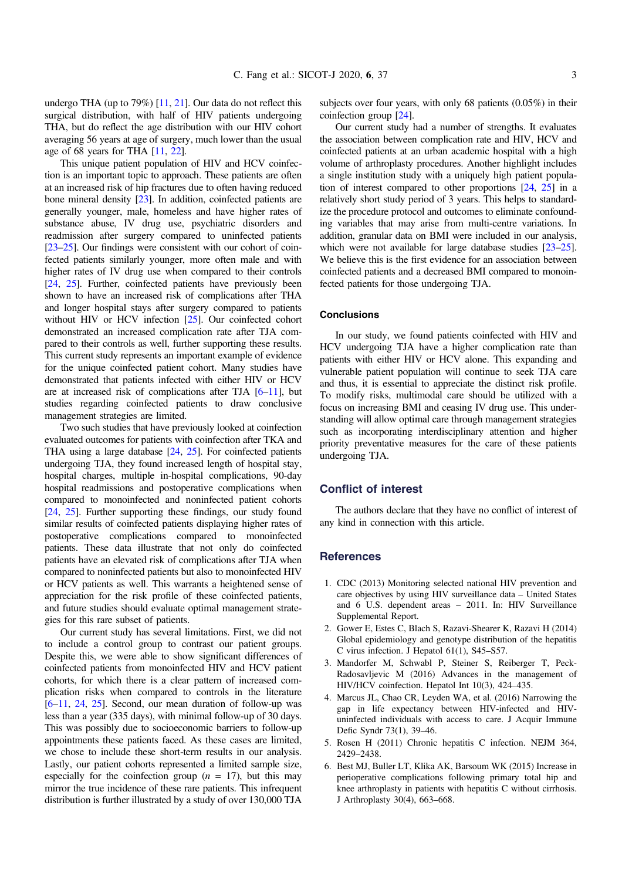undergo THA (up to 79%) [11, 21]. Our data do not reflect this surgical distribution, with half of HIV patients undergoing THA, but do reflect the age distribution with our HIV cohort averaging 56 years at age of surgery, much lower than the usual age of 68 years for THA [11, 22].

This unique patient population of HIV and HCV coinfection is an important topic to approach. These patients are often at an increased risk of hip fractures due to often having reduced bone mineral density [23]. In addition, coinfected patients are generally younger, male, homeless and have higher rates of substance abuse, IV drug use, psychiatric disorders and readmission after surgery compared to uninfected patients [23–25]. Our findings were consistent with our cohort of coinfected patients similarly younger, more often male and with higher rates of IV drug use when compared to their controls [24, 25]. Further, coinfected patients have previously been shown to have an increased risk of complications after THA and longer hospital stays after surgery compared to patients without HIV or HCV infection [25]. Our coinfected cohort demonstrated an increased complication rate after TJA compared to their controls as well, further supporting these results. This current study represents an important example of evidence for the unique coinfected patient cohort. Many studies have demonstrated that patients infected with either HIV or HCV are at increased risk of complications after TJA [6–11], but studies regarding coinfected patients to draw conclusive management strategies are limited.

Two such studies that have previously looked at coinfection evaluated outcomes for patients with coinfection after TKA and THA using a large database [24, 25]. For coinfected patients undergoing TJA, they found increased length of hospital stay, hospital charges, multiple in-hospital complications, 90-day hospital readmissions and postoperative complications when compared to monoinfected and noninfected patient cohorts [24, 25]. Further supporting these findings, our study found similar results of coinfected patients displaying higher rates of postoperative complications compared to monoinfected patients. These data illustrate that not only do coinfected patients have an elevated risk of complications after TJA when compared to noninfected patients but also to monoinfected HIV or HCV patients as well. This warrants a heightened sense of appreciation for the risk profile of these coinfected patients, and future studies should evaluate optimal management strategies for this rare subset of patients.

Our current study has several limitations. First, we did not to include a control group to contrast our patient groups. Despite this, we were able to show significant differences of coinfected patients from monoinfected HIV and HCV patient cohorts, for which there is a clear pattern of increased complication risks when compared to controls in the literature [6–11, 24, 25]. Second, our mean duration of follow-up was less than a year (335 days), with minimal follow-up of 30 days. This was possibly due to socioeconomic barriers to follow-up appointments these patients faced. As these cases are limited, we chose to include these short-term results in our analysis. Lastly, our patient cohorts represented a limited sample size, especially for the coinfection group ($n$ = 17), but this may mirror the true incidence of these rare patients. This infrequent distribution is further illustrated by a study of over 130,000 TJA subjects over four years, with only 68 patients (0.05%) in their coinfection group [24].

Our current study had a number of strengths. It evaluates the association between complication rate and HIV, HCV and coinfected patients at an urban academic hospital with a high volume of arthroplasty procedures. Another highlight includes a single institution study with a uniquely high patient population of interest compared to other proportions [24, 25] in a relatively short study period of 3 years. This helps to standardize the procedure protocol and outcomes to eliminate confounding variables that may arise from multi-centre variations. In addition, granular data on BMI were included in our analysis, which were not available for large database studies [23–25]. We believe this is the first evidence for an association between coinfected patients and a decreased BMI compared to monoinfected patients for those undergoing TJA.

### Conclusions

In our study, we found patients coinfected with HIV and HCV undergoing TJA have a higher complication rate than patients with either HIV or HCV alone. This expanding and vulnerable patient population will continue to seek TJA care and thus, it is essential to appreciate the distinct risk profile. To modify risks, multimodal care should be utilized with a focus on increasing BMI and ceasing IV drug use. This understanding will allow optimal care through management strategies such as incorporating interdisciplinary attention and higher priority preventative measures for the care of these patients undergoing TJA.

## Conflict of interest

The authors declare that they have no conflict of interest of any kind in connection with this article.

## References

1. CDC (2013) Monitoring selected national HIV prevention and care objectives by using HIV surveillance data – United States and 6 U.S. dependent areas – 2011. In: HIV Surveillance Supplemental Report.
2. Gower E, Estes C, Blach S, Razavi-Shearer K, Razavi H (2014) Global epidemiology and genotype distribution of the hepatitis C virus infection. J Hepatol 61(1), S45–S57.
3. Mandorfer M, Schwabl P, Steiner S, Reiberger T, Peck-Radosavljevic M (2016) Advances in the management of HIV/HCV coinfection. Hepatol Int 10(3), 424–435.
4. Marcus JL, Chao CR, Leyden WA, et al. (2016) Narrowing the gap in life expectancy between HIV-infected and HIV-uninfected individuals with access to care. J Acquir Immune Defic Syndr 73(1), 39–46.
5. Rosen H (2011) Chronic hepatitis C infection. NEJM 364, 2429–2438.
6. Best MJ, Buller LT, Klika AK, Barsoum WK (2015) Increase in perioperative complications following primary total hip and knee arthroplasty in patients with hepatitis C without cirrhosis. J Arthroplasty 30(4), 663–668.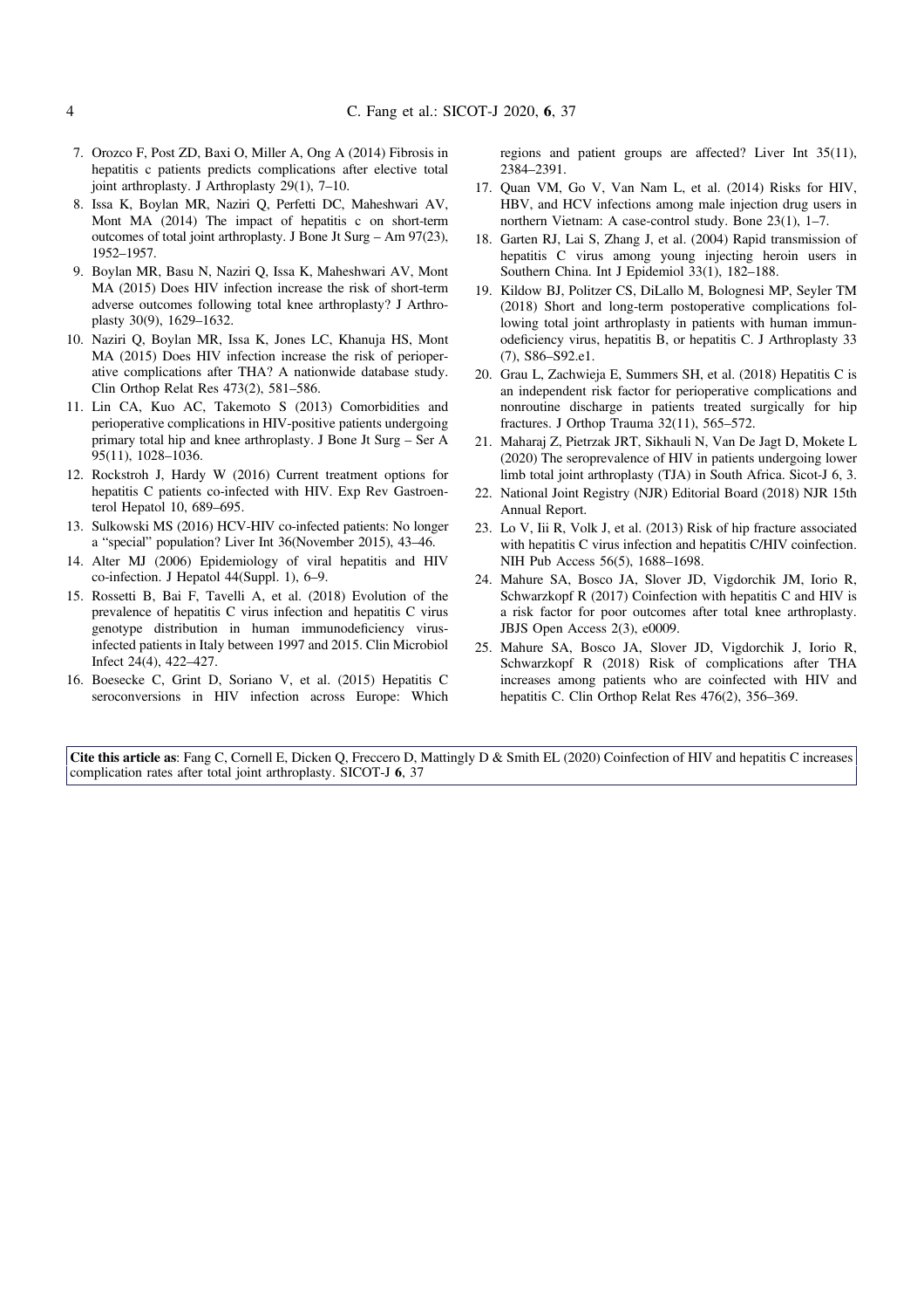7. Orozco F, Post ZD, Baxi O, Miller A, Ong A (2014) Fibrosis in hepatitis c patients predicts complications after elective total joint arthroplasty. J Arthroplasty 29(1), 7–10.
8. Issa K, Boylan MR, Naziri Q, Perfetti DC, Maheshwari AV, Mont MA (2014) The impact of hepatitis c on short-term outcomes of total joint arthroplasty. J Bone Jt Surg – Am 97(23), 1952–1957.
9. Boylan MR, Basu N, Naziri Q, Issa K, Maheshwari AV, Mont MA (2015) Does HIV infection increase the risk of short-term adverse outcomes following total knee arthroplasty? J Arthroplasty 30(9), 1629–1632.
10. Naziri Q, Boylan MR, Issa K, Jones LC, Khanuja HS, Mont MA (2015) Does HIV infection increase the risk of perioperative complications after THA? A nationwide database study. Clin Orthop Relat Res 473(2), 581–586.
11. Lin CA, Kuo AC, Takemoto S (2013) Comorbidities and perioperative complications in HIV-positive patients undergoing primary total hip and knee arthroplasty. J Bone Jt Surg – Ser A 95(11), 1028–1036.
12. Rockstroh J, Hardy W (2016) Current treatment options for hepatitis C patients co-infected with HIV. Exp Rev Gastroenterol Hepatol 10, 689–695.
13. Sulkowski MS (2016) HCV-HIV co-infected patients: No longer a "special" population? Liver Int 36(November 2015), 43–46.
14. Alter MJ (2006) Epidemiology of viral hepatitis and HIV co-infection. J Hepatol 44(Suppl. 1), 6–9.
15. Rossetti B, Bai F, Tavelli A, et al. (2018) Evolution of the prevalence of hepatitis C virus infection and hepatitis C virus genotype distribution in human immunodeficiency virus-infected patients in Italy between 1997 and 2015. Clin Microbiol Infect 24(4), 422–427.
16. Boesecke C, Grint D, Soriano V, et al. (2015) Hepatitis C seroconversions in HIV infection across Europe: Which regions and patient groups are affected? Liver Int 35(11), 2384–2391.
17. Quan VM, Go V, Van Nam L, et al. (2014) Risks for HIV, HBV, and HCV infections among male injection drug users in northern Vietnam: A case-control study. Bone 23(1), 1–7.
18. Garten RJ, Lai S, Zhang J, et al. (2004) Rapid transmission of hepatitis C virus among young injecting heroin users in Southern China. Int J Epidemiol 33(1), 182–188.
19. Kildow BJ, Politzer CS, DiLallo M, Bolognesi MP, Seyler TM (2018) Short and long-term postoperative complications following total joint arthroplasty in patients with human immunodeficiency virus, hepatitis B, or hepatitis C. J Arthroplasty 33 (7), S86–S92.e1.
20. Grau L, Zachwieja E, Summers SH, et al. (2018) Hepatitis C is an independent risk factor for perioperative complications and nonroutine discharge in patients treated surgically for hip fractures. J Orthop Trauma 32(11), 565–572.
21. Maharaj Z, Pietrzak JRT, Sikhauli N, Van De Jagt D, Mokete L (2020) The seroprevalence of HIV in patients undergoing lower limb total joint arthroplasty (TJA) in South Africa. Sicot-J 6, 3.
22. National Joint Registry (NJR) Editorial Board (2018) NJR 15th Annual Report.
23. Lo V, Iii R, Volk J, et al. (2013) Risk of hip fracture associated with hepatitis C virus infection and hepatitis C/HIV coinfection. NIH Pub Access 56(5), 1688–1698.
24. Mahure SA, Bosco JA, Slover JD, Vigdorchik JM, Iorio R, Schwarzkopf R (2017) Coinfection with hepatitis C and HIV is a risk factor for poor outcomes after total knee arthroplasty. JBJS Open Access 2(3), e0009.
25. Mahure SA, Bosco JA, Slover JD, Vigdorchik J, Iorio R, Schwarzkopf R (2018) Risk of complications after THA increases among patients who are coinfected with HIV and hepatitis C. Clin Orthop Relat Res 476(2), 356–369.

**Cite this article as**: Fang C, Cornell E, Dicken Q, Freccero D, Mattingly D & Smith EL (2020) Coinfection of HIV and hepatitis C increases complication rates after total joint arthroplasty. SICOT-J **6**, 37